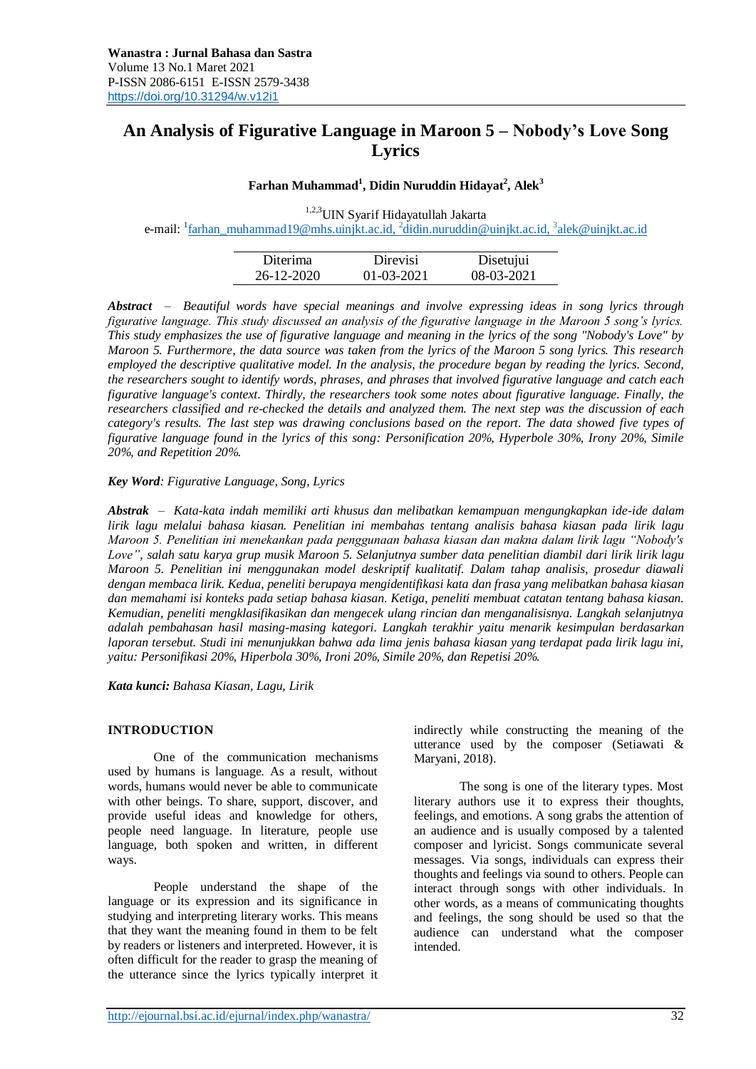# An Analysis of Figurative Language in Maroon 5 – Nobody's Love Song Lyrics

**Farhan Muhammad[1], Didin Nuruddin Hidayat[2], Alek[3]**

[1,2,3]UIN Syarif Hidayatullah Jakarta
e-mail: [1]farhan_muhammad19@mhs.uinjkt.ac.id, [2]didin.nuruddin@uinjkt.ac.id, [3]alek@uinjkt.ac.id

| Diterima | Direvisi | Disetujui |
|---|---|---|
| 26-12-2020 | 01-03-2021 | 08-03-2021 |

***Abstract*** *– Beautiful words have special meanings and involve expressing ideas in song lyrics through figurative language. This study discussed an analysis of the figurative language in the Maroon 5 song's lyrics. This study emphasizes the use of figurative language and meaning in the lyrics of the song "Nobody's Love" by Maroon 5. Furthermore, the data source was taken from the lyrics of the Maroon 5 song lyrics. This research employed the descriptive qualitative model. In the analysis, the procedure began by reading the lyrics. Second, the researchers sought to identify words, phrases, and phrases that involved figurative language and catch each figurative language's context. Thirdly, the researchers took some notes about figurative language. Finally, the researchers classified and re-checked the details and analyzed them. The next step was the discussion of each category's results. The last step was drawing conclusions based on the report. The data showed five types of figurative language found in the lyrics of this song: Personification 20%, Hyperbole 30%, Irony 20%, Simile 20%, and Repetition 20%.*

***Key Word****: Figurative Language, Song, Lyrics*

***Abstrak*** *– Kata-kata indah memiliki arti khusus dan melibatkan kemampuan mengungkapkan ide-ide dalam lirik lagu melalui bahasa kiasan. Penelitian ini membahas tentang analisis bahasa kiasan pada lirik lagu Maroon 5. Penelitian ini menekankan pada penggunaan bahasa kiasan dan makna dalam lirik lagu "Nobody's Love", salah satu karya grup musik Maroon 5. Selanjutnya sumber data penelitian diambil dari lirik lirik lagu Maroon 5. Penelitian ini menggunakan model deskriptif kualitatif. Dalam tahap analisis, prosedur diawali dengan membaca lirik. Kedua, peneliti berupaya mengidentifikasi kata dan frasa yang melibatkan bahasa kiasan dan memahami isi konteks pada setiap bahasa kiasan. Ketiga, peneliti membuat catatan tentang bahasa kiasan. Kemudian, peneliti mengklasifikasikan dan mengecek ulang rincian dan menganalisisnya. Langkah selanjutnya adalah pembahasan hasil masing-masing kategori. Langkah terakhir yaitu menarik kesimpulan berdasarkan laporan tersebut. Studi ini menunjukkan bahwa ada lima jenis bahasa kiasan yang terdapat pada lirik lagu ini, yaitu: Personifikasi 20%, Hiperbola 30%, Ironi 20%, Simile 20%, dan Repetisi 20%.*

***Kata kunci:*** *Bahasa Kiasan, Lagu, Lirik*

## INTRODUCTION

One of the communication mechanisms used by humans is language. As a result, without words, humans would never be able to communicate with other beings. To share, support, discover, and provide useful ideas and knowledge for others, people need language. In literature, people use language, both spoken and written, in different ways.

People understand the shape of the language or its expression and its significance in studying and interpreting literary works. This means that they want the meaning found in them to be felt by readers or listeners and interpreted. However, it is often difficult for the reader to grasp the meaning of the utterance since the lyrics typically interpret it indirectly while constructing the meaning of the utterance used by the composer (Setiawati & Maryani, 2018).

The song is one of the literary types. Most literary authors use it to express their thoughts, feelings, and emotions. A song grabs the attention of an audience and is usually composed by a talented composer and lyricist. Songs communicate several messages. Via songs, individuals can express their thoughts and feelings via sound to others. People can interact through songs with other individuals. In other words, as a means of communicating thoughts and feelings, the song should be used so that the audience can understand what the composer intended.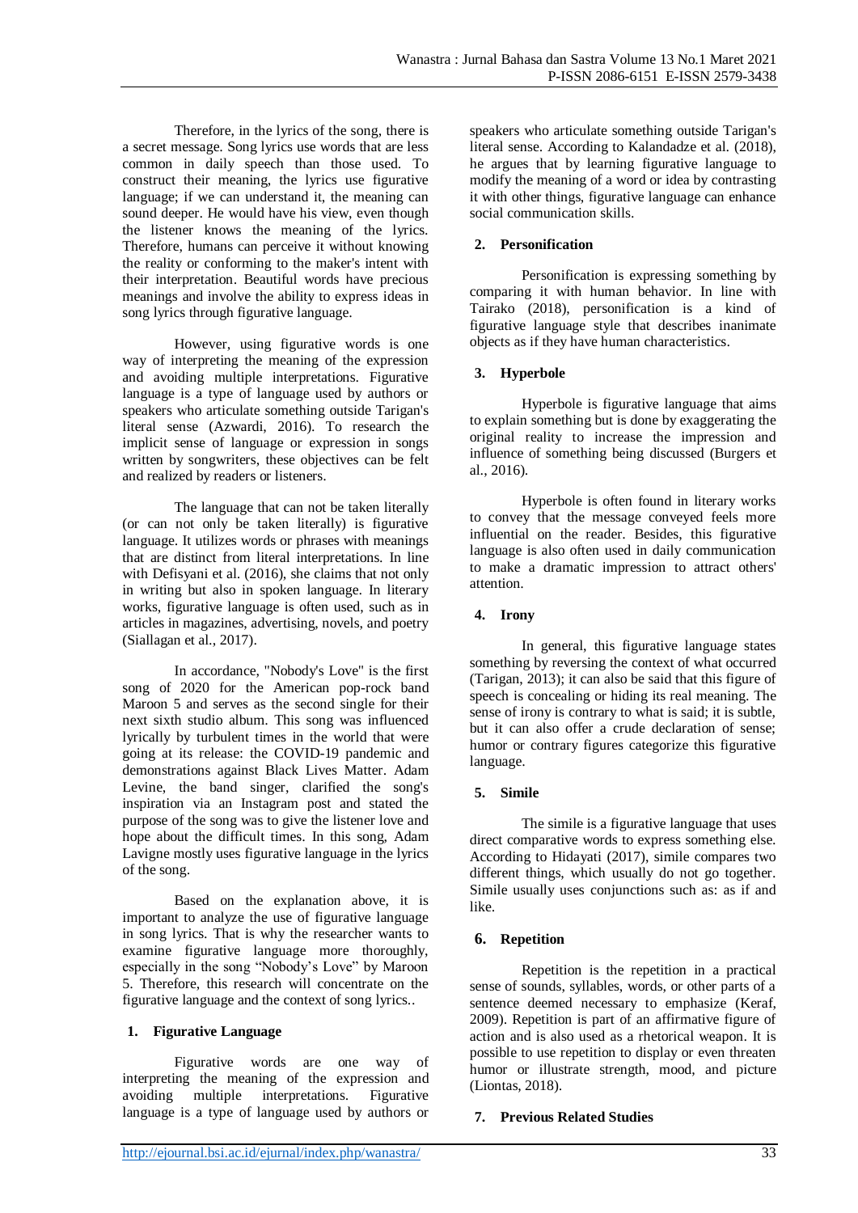Therefore, in the lyrics of the song, there is a secret message. Song lyrics use words that are less common in daily speech than those used. To construct their meaning, the lyrics use figurative language; if we can understand it, the meaning can sound deeper. He would have his view, even though the listener knows the meaning of the lyrics. Therefore, humans can perceive it without knowing the reality or conforming to the maker's intent with their interpretation. Beautiful words have precious meanings and involve the ability to express ideas in song lyrics through figurative language.

However, using figurative words is one way of interpreting the meaning of the expression and avoiding multiple interpretations. Figurative language is a type of language used by authors or speakers who articulate something outside Tarigan's literal sense (Azwardi, 2016). To research the implicit sense of language or expression in songs written by songwriters, these objectives can be felt and realized by readers or listeners.

The language that can not be taken literally (or can not only be taken literally) is figurative language. It utilizes words or phrases with meanings that are distinct from literal interpretations. In line with Defisyani et al. (2016), she claims that not only in writing but also in spoken language. In literary works, figurative language is often used, such as in articles in magazines, advertising, novels, and poetry (Siallagan et al., 2017).

In accordance, "Nobody's Love" is the first song of 2020 for the American pop-rock band Maroon 5 and serves as the second single for their next sixth studio album. This song was influenced lyrically by turbulent times in the world that were going at its release: the COVID-19 pandemic and demonstrations against Black Lives Matter. Adam Levine, the band singer, clarified the song's inspiration via an Instagram post and stated the purpose of the song was to give the listener love and hope about the difficult times. In this song, Adam Lavigne mostly uses figurative language in the lyrics of the song.

Based on the explanation above, it is important to analyze the use of figurative language in song lyrics. That is why the researcher wants to examine figurative language more thoroughly, especially in the song "Nobody's Love" by Maroon 5. Therefore, this research will concentrate on the figurative language and the context of song lyrics..

### 1. Figurative Language

Figurative words are one way of interpreting the meaning of the expression and avoiding multiple interpretations. Figurative language is a type of language used by authors or speakers who articulate something outside Tarigan's literal sense. According to Kalandadze et al. (2018), he argues that by learning figurative language to modify the meaning of a word or idea by contrasting it with other things, figurative language can enhance social communication skills.

### 2. Personification

Personification is expressing something by comparing it with human behavior. In line with Tairako (2018), personification is a kind of figurative language style that describes inanimate objects as if they have human characteristics.

### 3. Hyperbole

Hyperbole is figurative language that aims to explain something but is done by exaggerating the original reality to increase the impression and influence of something being discussed (Burgers et al., 2016).

Hyperbole is often found in literary works to convey that the message conveyed feels more influential on the reader. Besides, this figurative language is also often used in daily communication to make a dramatic impression to attract others' attention.

### 4. Irony

In general, this figurative language states something by reversing the context of what occurred (Tarigan, 2013); it can also be said that this figure of speech is concealing or hiding its real meaning. The sense of irony is contrary to what is said; it is subtle, but it can also offer a crude declaration of sense; humor or contrary figures categorize this figurative language.

### 5. Simile

The simile is a figurative language that uses direct comparative words to express something else. According to Hidayati (2017), simile compares two different things, which usually do not go together. Simile usually uses conjunctions such as: as if and like.

### 6. Repetition

Repetition is the repetition in a practical sense of sounds, syllables, words, or other parts of a sentence deemed necessary to emphasize (Keraf, 2009). Repetition is part of an affirmative figure of action and is also used as a rhetorical weapon. It is possible to use repetition to display or even threaten humor or illustrate strength, mood, and picture (Liontas, 2018).

### 7. Previous Related Studies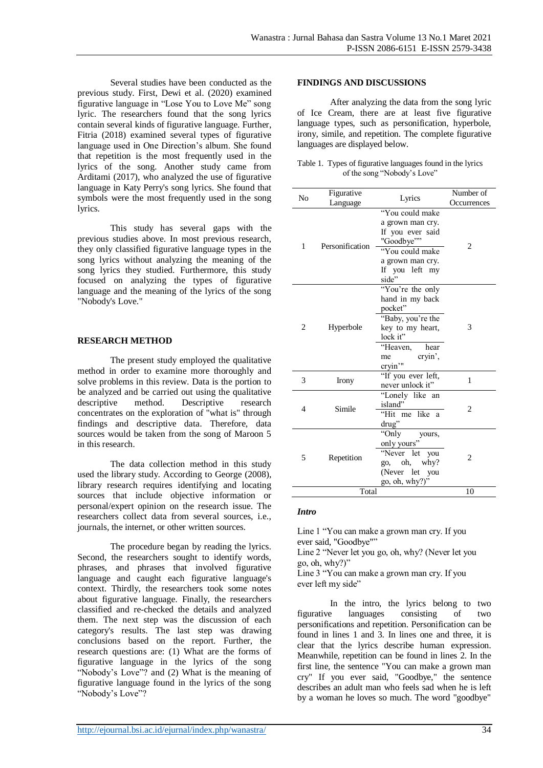Several studies have been conducted as the previous study. First, Dewi et al. (2020) examined figurative language in "Lose You to Love Me" song lyric. The researchers found that the song lyrics contain several kinds of figurative language. Further, Fitria (2018) examined several types of figurative language used in One Direction's album. She found that repetition is the most frequently used in the lyrics of the song. Another study came from Arditami (2017), who analyzed the use of figurative language in Katy Perry's song lyrics. She found that symbols were the most frequently used in the song lyrics.

This study has several gaps with the previous studies above. In most previous research, they only classified figurative language types in the song lyrics without analyzing the meaning of the song lyrics they studied. Furthermore, this study focused on analyzing the types of figurative language and the meaning of the lyrics of the song "Nobody's Love."

## RESEARCH METHOD

The present study employed the qualitative method in order to examine more thoroughly and solve problems in this review. Data is the portion to be analyzed and be carried out using the qualitative descriptive method. Descriptive research concentrates on the exploration of "what is" through findings and descriptive data. Therefore, data sources would be taken from the song of Maroon 5 in this research.

The data collection method in this study used the library study. According to George (2008), library research requires identifying and locating sources that include objective information or personal/expert opinion on the research issue. The researchers collect data from several sources, i.e., journals, the internet, or other written sources.

The procedure began by reading the lyrics. Second, the researchers sought to identify words, phrases, and phrases that involved figurative language and caught each figurative language's context. Thirdly, the researchers took some notes about figurative language. Finally, the researchers classified and re-checked the details and analyzed them. The next step was the discussion of each category's results. The last step was drawing conclusions based on the report. Further, the research questions are: (1) What are the forms of figurative language in the lyrics of the song "Nobody's Love"? and (2) What is the meaning of figurative language found in the lyrics of the song "Nobody's Love"?

## FINDINGS AND DISCUSSIONS

After analyzing the data from the song lyric of Ice Cream, there are at least five figurative language types, such as personification, hyperbole, irony, simile, and repetition. The complete figurative languages are displayed below.

Table 1. Types of figurative languages found in the lyrics of the song "Nobody's Love"

| No | Figurative Language | Lyrics | Number of Occurrences |
|---|---|---|---|
| 1 | Personification | "You could make a grown man cry. If you ever said "Goodbye"" | 2 |
| | | "You could make a grown man cry. If you left my side" | |
| 2 | Hyperbole | "You're the only hand in my back pocket" | 3 |
| | | "Baby, you're the key to my heart, lock it" | |
| | | "Heaven, hear me cryin', cryin'" | |
| 3 | Irony | "If you ever left, never unlock it" | 1 |
| 4 | Simile | "Lonely like an island" | 2 |
| | | "Hit me like a drug" | |
| 5 | Repetition | "Only yours, only yours" | 2 |
| | | "Never let you go, oh, why? (Never let you go, oh, why?)" | |
| | Total | | 10 |

### *Intro*

Line 1 "You can make a grown man cry. If you ever said, "Goodbye""
Line 2 "Never let you go, oh, why? (Never let you go, oh, why?)"
Line 3 "You can make a grown man cry. If you ever left my side"

In the intro, the lyrics belong to two figurative languages consisting of two personifications and repetition. Personification can be found in lines 1 and 3. In lines one and three, it is clear that the lyrics describe human expression. Meanwhile, repetition can be found in lines 2. In the first line, the sentence "You can make a grown man cry" If you ever said, "Goodbye," the sentence describes an adult man who feels sad when he is left by a woman he loves so much. The word "goodbye"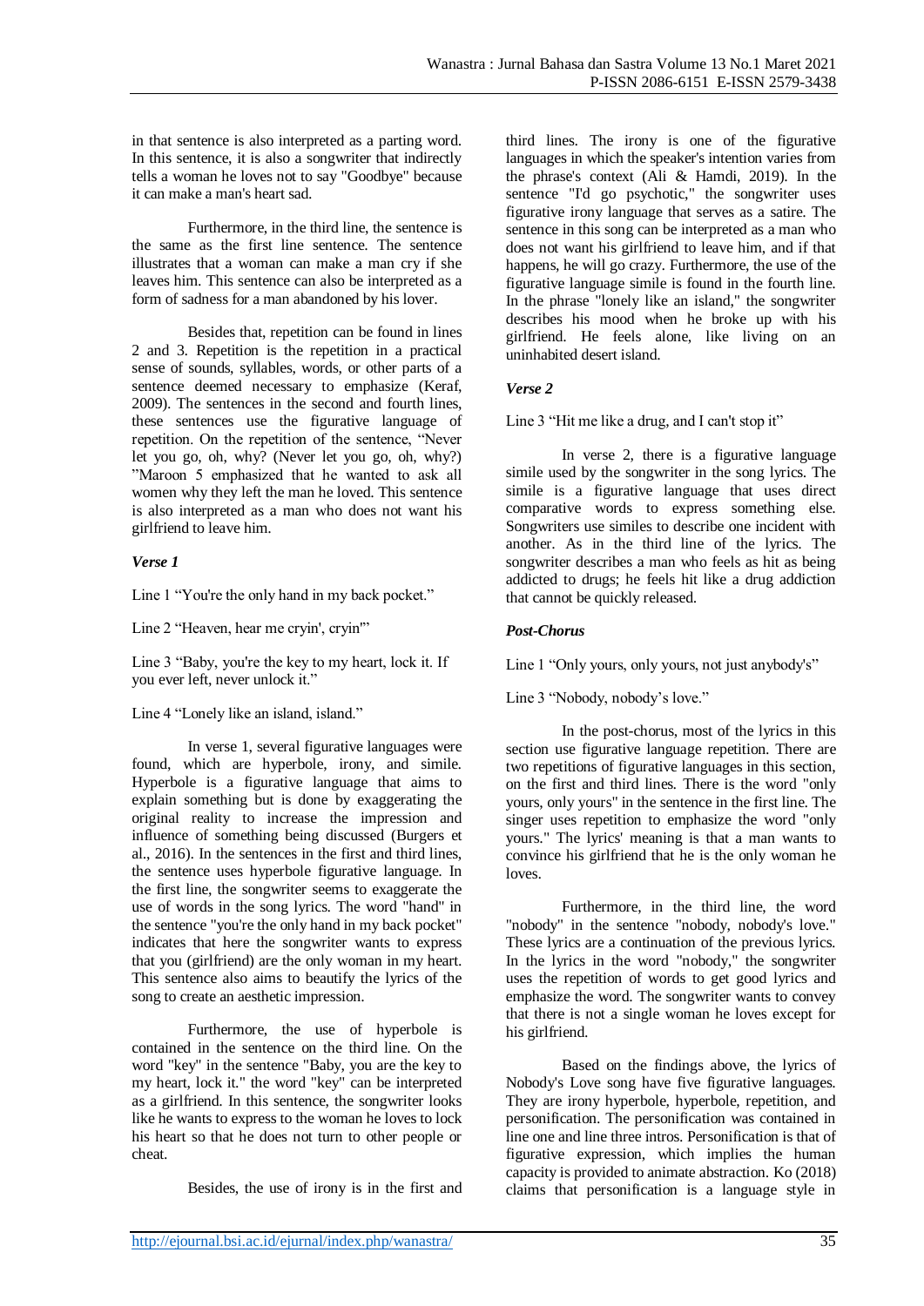in that sentence is also interpreted as a parting word. In this sentence, it is also a songwriter that indirectly tells a woman he loves not to say "Goodbye" because it can make a man's heart sad.

Furthermore, in the third line, the sentence is the same as the first line sentence. The sentence illustrates that a woman can make a man cry if she leaves him. This sentence can also be interpreted as a form of sadness for a man abandoned by his lover.

Besides that, repetition can be found in lines 2 and 3. Repetition is the repetition in a practical sense of sounds, syllables, words, or other parts of a sentence deemed necessary to emphasize (Keraf, 2009). The sentences in the second and fourth lines, these sentences use the figurative language of repetition. On the repetition of the sentence, "Never let you go, oh, why? (Never let you go, oh, why?) "Maroon 5 emphasized that he wanted to ask all women why they left the man he loved. This sentence is also interpreted as a man who does not want his girlfriend to leave him.

***Verse 1***

Line 1 "You're the only hand in my back pocket."

Line 2 "Heaven, hear me cryin', cryin'"

Line 3 "Baby, you're the key to my heart, lock it. If you ever left, never unlock it."

Line 4 "Lonely like an island, island."

In verse 1, several figurative languages were found, which are hyperbole, irony, and simile. Hyperbole is a figurative language that aims to explain something but is done by exaggerating the original reality to increase the impression and influence of something being discussed (Burgers et al., 2016). In the sentences in the first and third lines, the sentence uses hyperbole figurative language. In the first line, the songwriter seems to exaggerate the use of words in the song lyrics. The word "hand" in the sentence "you're the only hand in my back pocket" indicates that here the songwriter wants to express that you (girlfriend) are the only woman in my heart. This sentence also aims to beautify the lyrics of the song to create an aesthetic impression.

Furthermore, the use of hyperbole is contained in the sentence on the third line. On the word "key" in the sentence "Baby, you are the key to my heart, lock it." the word "key" can be interpreted as a girlfriend. In this sentence, the songwriter looks like he wants to express to the woman he loves to lock his heart so that he does not turn to other people or cheat.

Besides, the use of irony is in the first and third lines. The irony is one of the figurative languages in which the speaker's intention varies from the phrase's context (Ali & Hamdi, 2019). In the sentence "I'd go psychotic," the songwriter uses figurative irony language that serves as a satire. The sentence in this song can be interpreted as a man who does not want his girlfriend to leave him, and if that happens, he will go crazy. Furthermore, the use of the figurative language simile is found in the fourth line. In the phrase "lonely like an island," the songwriter describes his mood when he broke up with his girlfriend. He feels alone, like living on an uninhabited desert island.

***Verse 2***

Line 3 "Hit me like a drug, and I can't stop it"

In verse 2, there is a figurative language simile used by the songwriter in the song lyrics. The simile is a figurative language that uses direct comparative words to express something else. Songwriters use similes to describe one incident with another. As in the third line of the lyrics. The songwriter describes a man who feels as hit as being addicted to drugs; he feels hit like a drug addiction that cannot be quickly released.

***Post-Chorus***

Line 1 "Only yours, only yours, not just anybody's"

Line 3 "Nobody, nobody's love."

In the post-chorus, most of the lyrics in this section use figurative language repetition. There are two repetitions of figurative languages in this section, on the first and third lines. There is the word "only yours, only yours" in the sentence in the first line. The singer uses repetition to emphasize the word "only yours." The lyrics' meaning is that a man wants to convince his girlfriend that he is the only woman he loves.

Furthermore, in the third line, the word "nobody" in the sentence "nobody, nobody's love." These lyrics are a continuation of the previous lyrics. In the lyrics in the word "nobody," the songwriter uses the repetition of words to get good lyrics and emphasize the word. The songwriter wants to convey that there is not a single woman he loves except for his girlfriend.

Based on the findings above, the lyrics of Nobody's Love song have five figurative languages. They are irony hyperbole, hyperbole, repetition, and personification. The personification was contained in line one and line three intros. Personification is that of figurative expression, which implies the human capacity is provided to animate abstraction. Ko (2018) claims that personification is a language style in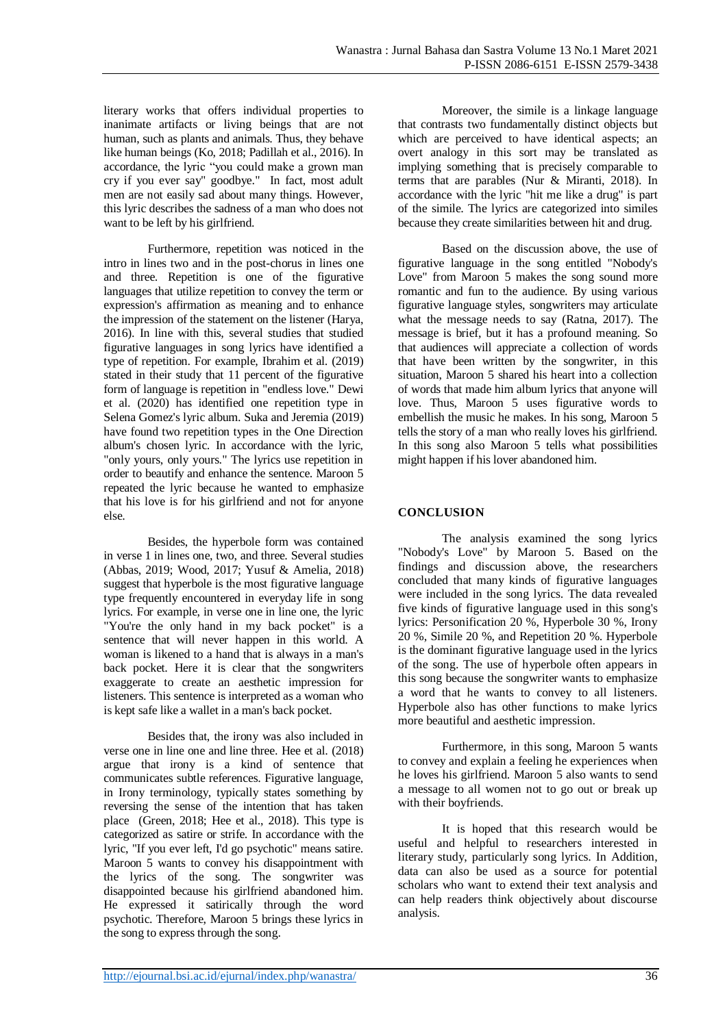literary works that offers individual properties to inanimate artifacts or living beings that are not human, such as plants and animals. Thus, they behave like human beings (Ko, 2018; Padillah et al., 2016). In accordance, the lyric "you could make a grown man cry if you ever say" goodbye." In fact, most adult men are not easily sad about many things. However, this lyric describes the sadness of a man who does not want to be left by his girlfriend.

Furthermore, repetition was noticed in the intro in lines two and in the post-chorus in lines one and three. Repetition is one of the figurative languages that utilize repetition to convey the term or expression's affirmation as meaning and to enhance the impression of the statement on the listener (Harya, 2016). In line with this, several studies that studied figurative languages in song lyrics have identified a type of repetition. For example, Ibrahim et al. (2019) stated in their study that 11 percent of the figurative form of language is repetition in "endless love." Dewi et al. (2020) has identified one repetition type in Selena Gomez's lyric album. Suka and Jeremia (2019) have found two repetition types in the One Direction album's chosen lyric. In accordance with the lyric, "only yours, only yours." The lyrics use repetition in order to beautify and enhance the sentence. Maroon 5 repeated the lyric because he wanted to emphasize that his love is for his girlfriend and not for anyone else.

Besides, the hyperbole form was contained in verse 1 in lines one, two, and three. Several studies (Abbas, 2019; Wood, 2017; Yusuf & Amelia, 2018) suggest that hyperbole is the most figurative language type frequently encountered in everyday life in song lyrics. For example, in verse one in line one, the lyric "You're the only hand in my back pocket" is a sentence that will never happen in this world. A woman is likened to a hand that is always in a man's back pocket. Here it is clear that the songwriters exaggerate to create an aesthetic impression for listeners. This sentence is interpreted as a woman who is kept safe like a wallet in a man's back pocket.

Besides that, the irony was also included in verse one in line one and line three. Hee et al. (2018) argue that irony is a kind of sentence that communicates subtle references. Figurative language, in Irony terminology, typically states something by reversing the sense of the intention that has taken place (Green, 2018; Hee et al., 2018). This type is categorized as satire or strife. In accordance with the lyric, "If you ever left, I'd go psychotic" means satire. Maroon 5 wants to convey his disappointment with the lyrics of the song. The songwriter was disappointed because his girlfriend abandoned him. He expressed it satirically through the word psychotic. Therefore, Maroon 5 brings these lyrics in the song to express through the song.

Moreover, the simile is a linkage language that contrasts two fundamentally distinct objects but which are perceived to have identical aspects; an overt analogy in this sort may be translated as implying something that is precisely comparable to terms that are parables (Nur & Miranti, 2018). In accordance with the lyric "hit me like a drug" is part of the simile. The lyrics are categorized into similes because they create similarities between hit and drug.

Based on the discussion above, the use of figurative language in the song entitled "Nobody's Love" from Maroon 5 makes the song sound more romantic and fun to the audience. By using various figurative language styles, songwriters may articulate what the message needs to say (Ratna, 2017). The message is brief, but it has a profound meaning. So that audiences will appreciate a collection of words that have been written by the songwriter, in this situation, Maroon 5 shared his heart into a collection of words that made him album lyrics that anyone will love. Thus, Maroon 5 uses figurative words to embellish the music he makes. In his song, Maroon 5 tells the story of a man who really loves his girlfriend. In this song also Maroon 5 tells what possibilities might happen if his lover abandoned him.

## CONCLUSION

The analysis examined the song lyrics "Nobody's Love" by Maroon 5. Based on the findings and discussion above, the researchers concluded that many kinds of figurative languages were included in the song lyrics. The data revealed five kinds of figurative language used in this song's lyrics: Personification 20 %, Hyperbole 30 %, Irony 20 %, Simile 20 %, and Repetition 20 %. Hyperbole is the dominant figurative language used in the lyrics of the song. The use of hyperbole often appears in this song because the songwriter wants to emphasize a word that he wants to convey to all listeners. Hyperbole also has other functions to make lyrics more beautiful and aesthetic impression.

Furthermore, in this song, Maroon 5 wants to convey and explain a feeling he experiences when he loves his girlfriend. Maroon 5 also wants to send a message to all women not to go out or break up with their boyfriends.

It is hoped that this research would be useful and helpful to researchers interested in literary study, particularly song lyrics. In Addition, data can also be used as a source for potential scholars who want to extend their text analysis and can help readers think objectively about discourse analysis.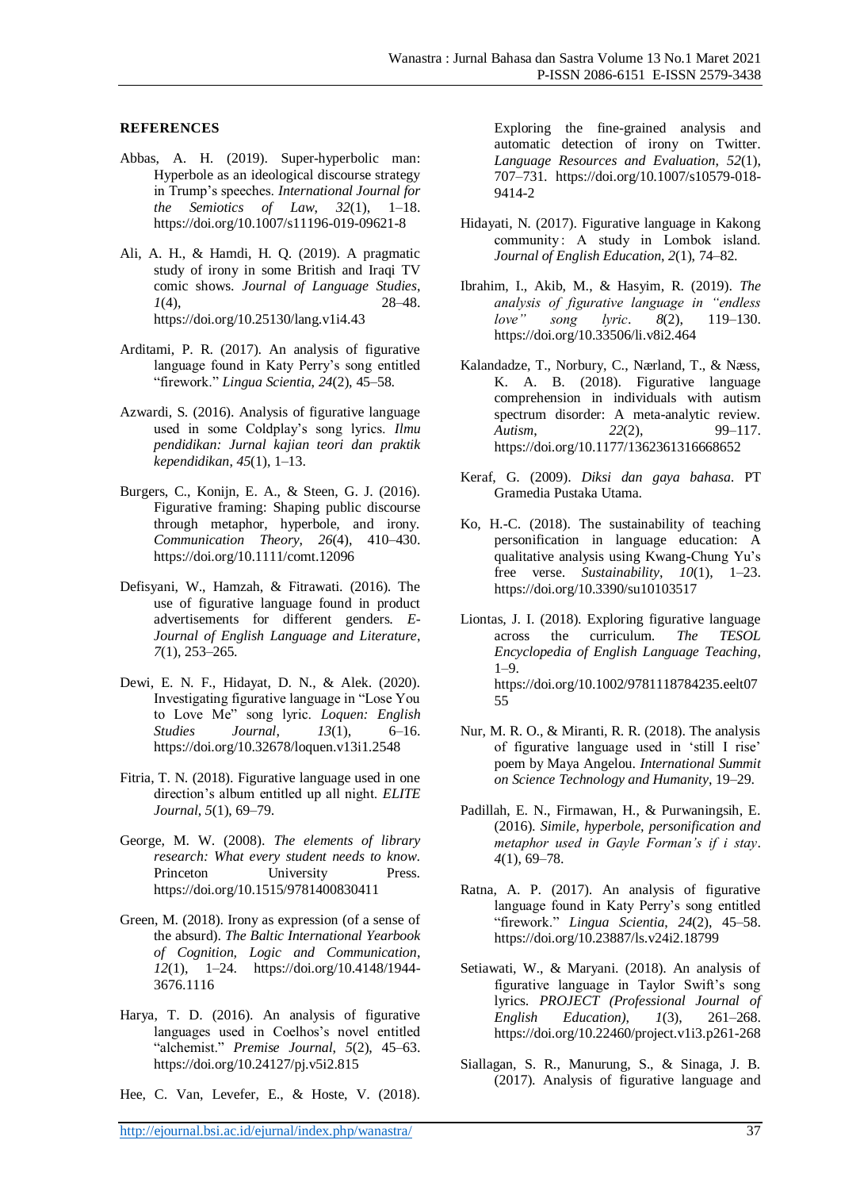## REFERENCES

Abbas, A. H. (2019). Super-hyperbolic man: Hyperbole as an ideological discourse strategy in Trump's speeches. *International Journal for the Semiotics of Law*, *32*(1), 1–18. https://doi.org/10.1007/s11196-019-09621-8

Ali, A. H., & Hamdi, H. Q. (2019). A pragmatic study of irony in some British and Iraqi TV comic shows. *Journal of Language Studies*, *1*(4), 28–48. https://doi.org/10.25130/lang.v1i4.43

Arditami, P. R. (2017). An analysis of figurative language found in Katy Perry's song entitled "firework." *Lingua Scientia*, *24*(2), 45–58.

Azwardi, S. (2016). Analysis of figurative language used in some Coldplay's song lyrics. *Ilmu pendidikan: Jurnal kajian teori dan praktik kependidikan*, *45*(1), 1–13.

Burgers, C., Konijn, E. A., & Steen, G. J. (2016). Figurative framing: Shaping public discourse through metaphor, hyperbole, and irony. *Communication Theory*, *26*(4), 410–430. https://doi.org/10.1111/comt.12096

Defisyani, W., Hamzah, & Fitrawati. (2016). The use of figurative language found in product advertisements for different genders. *E-Journal of English Language and Literature*, *7*(1), 253–265.

Dewi, E. N. F., Hidayat, D. N., & Alek. (2020). Investigating figurative language in "Lose You to Love Me" song lyric. *Loquen: English Studies Journal*, *13*(1), 6–16. https://doi.org/10.32678/loquen.v13i1.2548

Fitria, T. N. (2018). Figurative language used in one direction's album entitled up all night. *ELITE Journal*, *5*(1), 69–79.

George, M. W. (2008). *The elements of library research: What every student needs to know*. Princeton University Press. https://doi.org/10.1515/9781400830411

Green, M. (2018). Irony as expression (of a sense of the absurd). *The Baltic International Yearbook of Cognition, Logic and Communication*, *12*(1), 1–24. https://doi.org/10.4148/1944-3676.1116

Harya, T. D. (2016). An analysis of figurative languages used in Coelhos's novel entitled "alchemist." *Premise Journal*, *5*(2), 45–63. https://doi.org/10.24127/pj.v5i2.815

Hee, C. Van, Levefer, E., & Hoste, V. (2018). Exploring the fine-grained analysis and automatic detection of irony on Twitter. *Language Resources and Evaluation*, *52*(1), 707–731. https://doi.org/10.1007/s10579-018-9414-2

Hidayati, N. (2017). Figurative language in Kakong community : A study in Lombok island. *Journal of English Education*, *2*(1), 74–82.

Ibrahim, I., Akib, M., & Hasyim, R. (2019). *The analysis of figurative language in "endless love" song lyric*. *8*(2), 119–130. https://doi.org/10.33506/li.v8i2.464

Kalandadze, T., Norbury, C., Nærland, T., & Næss, K. A. B. (2018). Figurative language comprehension in individuals with autism spectrum disorder: A meta-analytic review. *Autism*, *22*(2), 99–117. https://doi.org/10.1177/1362361316668652

Keraf, G. (2009). *Diksi dan gaya bahasa*. PT Gramedia Pustaka Utama.

Ko, H.-C. (2018). The sustainability of teaching personification in language education: A qualitative analysis using Kwang-Chung Yu's free verse. *Sustainability*, *10*(1), 1–23. https://doi.org/10.3390/su10103517

Liontas, J. I. (2018). Exploring figurative language across the curriculum. *The TESOL Encyclopedia of English Language Teaching*, 1–9. https://doi.org/10.1002/9781118784235.eelt0755

Nur, M. R. O., & Miranti, R. R. (2018). The analysis of figurative language used in 'still I rise' poem by Maya Angelou. *International Summit on Science Technology and Humanity*, 19–29.

Padillah, E. N., Firmawan, H., & Purwaningsih, E. (2016). *Simile, hyperbole, personification and metaphor used in Gayle Forman's if i stay*. *4*(1), 69–78.

Ratna, A. P. (2017). An analysis of figurative language found in Katy Perry's song entitled "firework." *Lingua Scientia*, *24*(2), 45–58. https://doi.org/10.23887/ls.v24i2.18799

Setiawati, W., & Maryani. (2018). An analysis of figurative language in Taylor Swift's song lyrics. *PROJECT (Professional Journal of English Education)*, *1*(3), 261–268. https://doi.org/10.22460/project.v1i3.p261-268

Siallagan, S. R., Manurung, S., & Sinaga, J. B. (2017). Analysis of figurative language and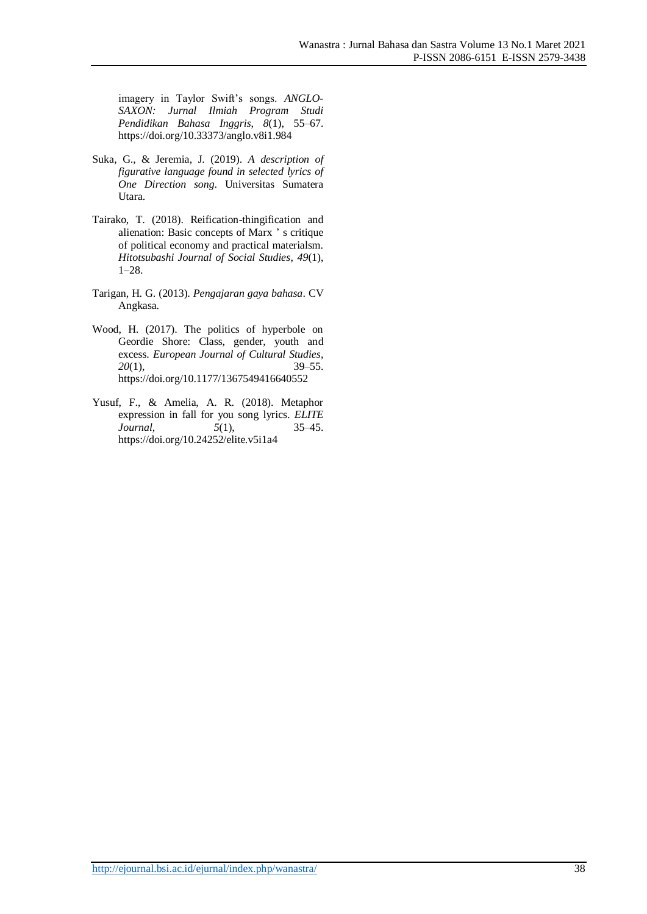imagery in Taylor Swift's songs. *ANGLO-SAXON: Jurnal Ilmiah Program Studi Pendidikan Bahasa Inggris*, *8*(1), 55–67. https://doi.org/10.33373/anglo.v8i1.984

Suka, G., & Jeremia, J. (2019). *A description of figurative language found in selected lyrics of One Direction song*. Universitas Sumatera Utara.

Tairako, T. (2018). Reification-thingification and alienation: Basic concepts of Marx ' s critique of political economy and practical materialsm. *Hitotsubashi Journal of Social Studies*, *49*(1), 1–28.

Tarigan, H. G. (2013). *Pengajaran gaya bahasa*. CV Angkasa.

Wood, H. (2017). The politics of hyperbole on Geordie Shore: Class, gender, youth and excess. *European Journal of Cultural Studies*, *20*(1), 39–55. https://doi.org/10.1177/1367549416640552

Yusuf, F., & Amelia, A. R. (2018). Metaphor expression in fall for you song lyrics. *ELITE Journal*, *5*(1), 35–45. https://doi.org/10.24252/elite.v5i1a4